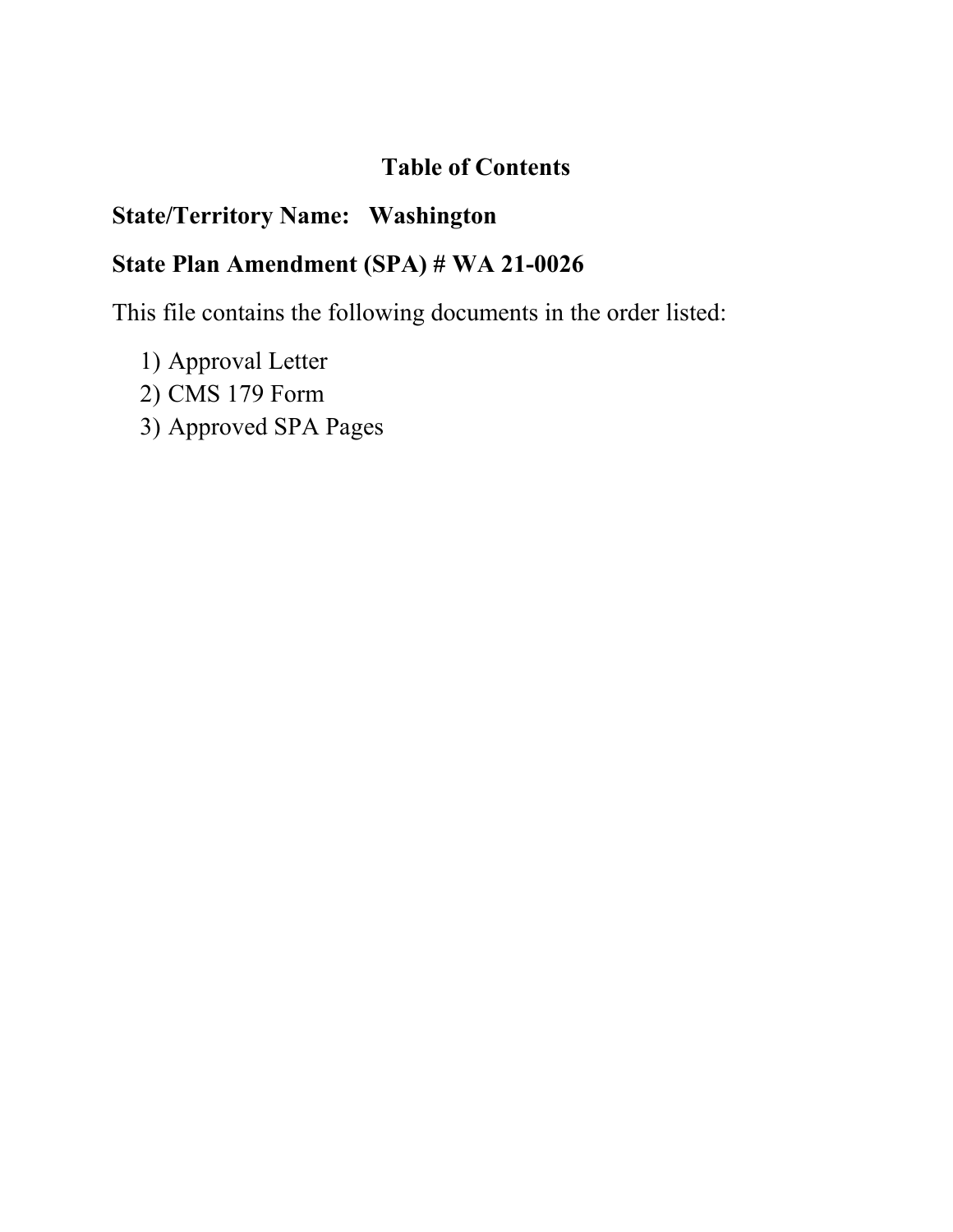# Table of Contents

**State/Territory Name: Washington**

**State Plan Amendment (SPA) # WA 21-0026**

This file contains the following documents in the order listed:

1) Approval Letter
2) CMS 179 Form
3) Approved SPA Pages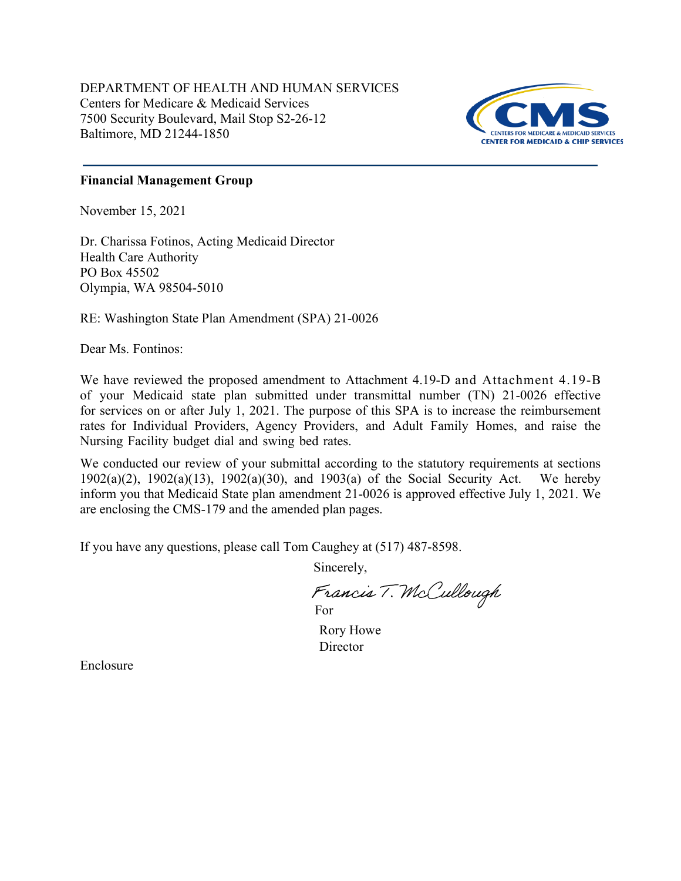DEPARTMENT OF HEALTH AND HUMAN SERVICES
Centers for Medicare & Medicaid Services
7500 Security Boulevard, Mail Stop S2-26-12
Baltimore, MD 21244-1850

CMS
CENTERS FOR MEDICARE & MEDICAID SERVICES
CENTER FOR MEDICAID & CHIP SERVICES

**Financial Management Group**

November 15, 2021

Dr. Charissa Fotinos, Acting Medicaid Director
Health Care Authority
PO Box 45502
Olympia, WA 98504-5010

RE: Washington State Plan Amendment (SPA) 21-0026

Dear Ms. Fontinos:

We have reviewed the proposed amendment to Attachment 4.19-D and Attachment 4.19-B of your Medicaid state plan submitted under transmittal number (TN) 21-0026 effective for services on or after July 1, 2021. The purpose of this SPA is to increase the reimbursement rates for Individual Providers, Agency Providers, and Adult Family Homes, and raise the Nursing Facility budget dial and swing bed rates.

We conducted our review of your submittal according to the statutory requirements at sections 1902(a)(2), 1902(a)(13), 1902(a)(30), and 1903(a) of the Social Security Act. We hereby inform you that Medicaid State plan amendment 21-0026 is approved effective July 1, 2021. We are enclosing the CMS-179 and the amended plan pages.

If you have any questions, please call Tom Caughey at (517) 487-8598.

Sincerely,

Francis T. McCullough
For

Rory Howe
Director

Enclosure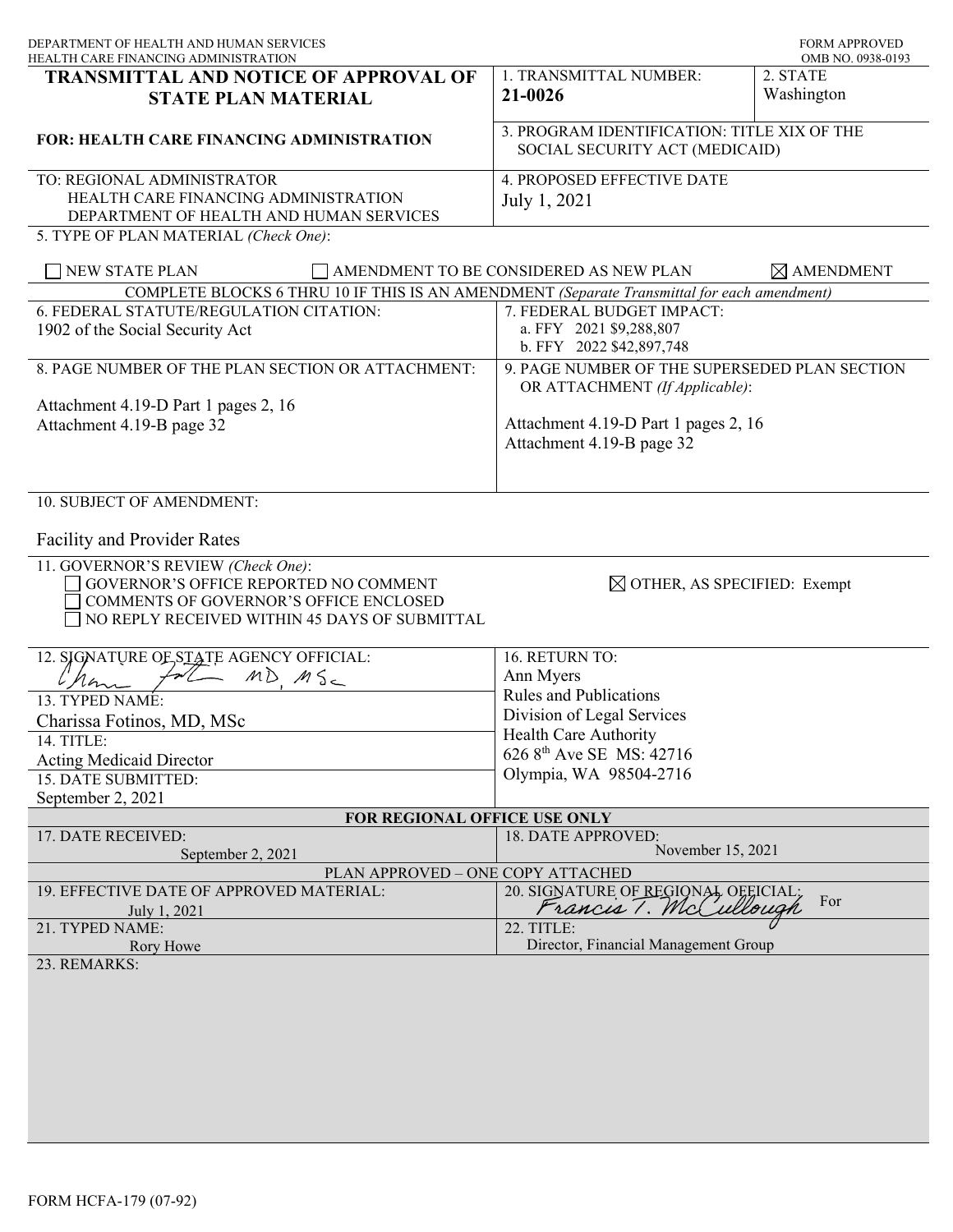DEPARTMENT OF HEALTH AND HUMAN SERVICES
HEALTH CARE FINANCING ADMINISTRATION

FORM APPROVED
OMB NO. 0938-0193

| **TRANSMITTAL AND NOTICE OF APPROVAL OF STATE PLAN MATERIAL** | 1. TRANSMITTAL NUMBER: **21-0026** | 2. STATE Washington |
|---|---|---|
| **FOR: HEALTH CARE FINANCING ADMINISTRATION** | 3. PROGRAM IDENTIFICATION: TITLE XIX OF THE SOCIAL SECURITY ACT (MEDICAID) | |
| TO: REGIONAL ADMINISTRATOR<br>HEALTH CARE FINANCING ADMINISTRATION<br>DEPARTMENT OF HEALTH AND HUMAN SERVICES | 4. PROPOSED EFFECTIVE DATE<br>July 1, 2021 | |

5. TYPE OF PLAN MATERIAL *(Check One)*:

☐ NEW STATE PLAN ☐ AMENDMENT TO BE CONSIDERED AS NEW PLAN ☒ AMENDMENT

COMPLETE BLOCKS 6 THRU 10 IF THIS IS AN AMENDMENT *(Separate Transmittal for each amendment)*

| 6. FEDERAL STATUTE/REGULATION CITATION:<br>1902 of the Social Security Act | 7. FEDERAL BUDGET IMPACT:<br>a. FFY 2021 $9,288,807<br>b. FFY 2022 $42,897,748 |
|---|---|
| 8. PAGE NUMBER OF THE PLAN SECTION OR ATTACHMENT:<br>Attachment 4.19-D Part 1 pages 2, 16<br>Attachment 4.19-B page 32 | 9. PAGE NUMBER OF THE SUPERSEDED PLAN SECTION OR ATTACHMENT *(If Applicable)*:<br>Attachment 4.19-D Part 1 pages 2, 16<br>Attachment 4.19-B page 32 |

10. SUBJECT OF AMENDMENT:

Facility and Provider Rates

11. GOVERNOR'S REVIEW *(Check One)*:

☐ GOVERNOR'S OFFICE REPORTED NO COMMENT
☐ COMMENTS OF GOVERNOR'S OFFICE ENCLOSED
☐ NO REPLY RECEIVED WITHIN 45 DAYS OF SUBMITTAL
☒ OTHER, AS SPECIFIED: Exempt

| 12. SIGNATURE OF STATE AGENCY OFFICIAL:<br>Charissa Fotinos MD, MSc | 16. RETURN TO:<br>Ann Myers<br>Rules and Publications<br>Division of Legal Services<br>Health Care Authority<br>626 8th Ave SE MS: 42716<br>Olympia, WA 98504-2716 |
|---|---|
| 13. TYPED NAME:<br>Charissa Fotinos, MD, MSc | |
| 14. TITLE:<br>Acting Medicaid Director | |
| 15. DATE SUBMITTED:<br>September 2, 2021 | |

**FOR REGIONAL OFFICE USE ONLY**

| 17. DATE RECEIVED:<br>September 2, 2021 | 18. DATE APPROVED:<br>November 15, 2021 |
|---|---|
| PLAN APPROVED – ONE COPY ATTACHED | |
| 19. EFFECTIVE DATE OF APPROVED MATERIAL:<br>July 1, 2021 | 20. SIGNATURE OF REGIONAL OFFICIAL:<br>Francis T. McCullough For |
| 21. TYPED NAME:<br>Rory Howe | 22. TITLE:<br>Director, Financial Management Group |

23. REMARKS:

FORM HCFA-179 (07-92)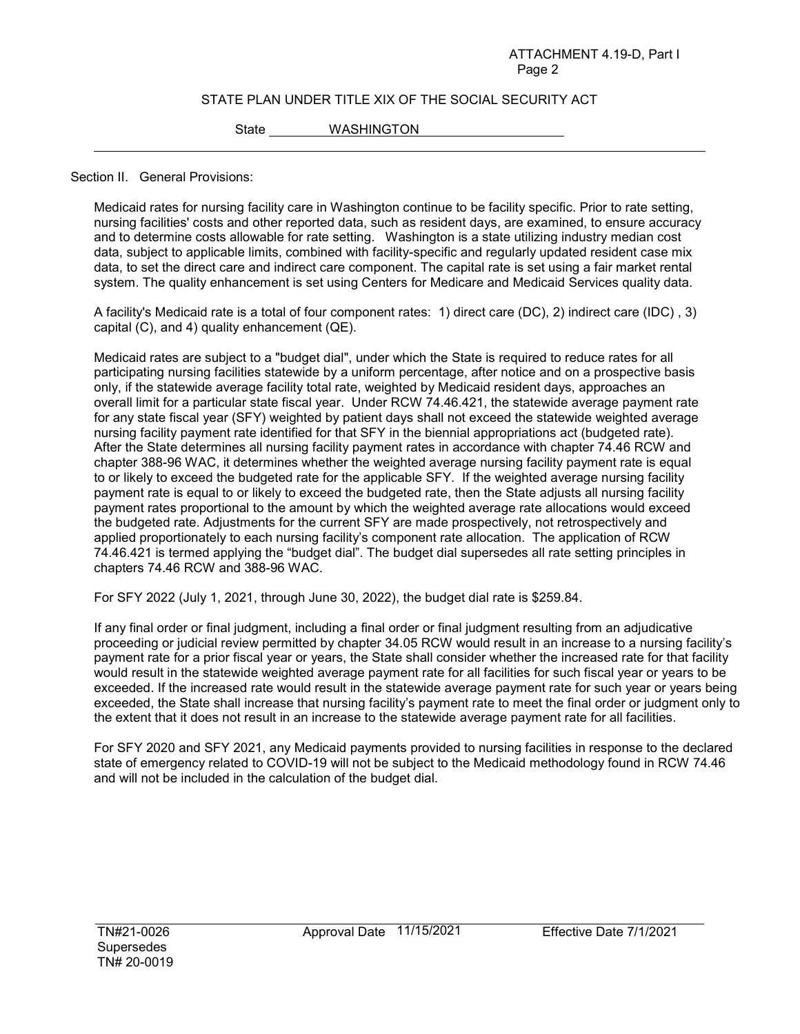ATTACHMENT 4.19-D, Part I
Page 2

STATE PLAN UNDER TITLE XIX OF THE SOCIAL SECURITY ACT

State WASHINGTON

Section II. General Provisions:

Medicaid rates for nursing facility care in Washington continue to be facility specific. Prior to rate setting, nursing facilities' costs and other reported data, such as resident days, are examined, to ensure accuracy and to determine costs allowable for rate setting. Washington is a state utilizing industry median cost data, subject to applicable limits, combined with facility-specific and regularly updated resident case mix data, to set the direct care and indirect care component. The capital rate is set using a fair market rental system. The quality enhancement is set using Centers for Medicare and Medicaid Services quality data.

A facility's Medicaid rate is a total of four component rates: 1) direct care (DC), 2) indirect care (IDC) , 3) capital (C), and 4) quality enhancement (QE).

Medicaid rates are subject to a "budget dial", under which the State is required to reduce rates for all participating nursing facilities statewide by a uniform percentage, after notice and on a prospective basis only, if the statewide average facility total rate, weighted by Medicaid resident days, approaches an overall limit for a particular state fiscal year. Under RCW 74.46.421, the statewide average payment rate for any state fiscal year (SFY) weighted by patient days shall not exceed the statewide weighted average nursing facility payment rate identified for that SFY in the biennial appropriations act (budgeted rate). After the State determines all nursing facility payment rates in accordance with chapter 74.46 RCW and chapter 388-96 WAC, it determines whether the weighted average nursing facility payment rate is equal to or likely to exceed the budgeted rate for the applicable SFY. If the weighted average nursing facility payment rate is equal to or likely to exceed the budgeted rate, then the State adjusts all nursing facility payment rates proportional to the amount by which the weighted average rate allocations would exceed the budgeted rate. Adjustments for the current SFY are made prospectively, not retrospectively and applied proportionately to each nursing facility's component rate allocation. The application of RCW 74.46.421 is termed applying the "budget dial". The budget dial supersedes all rate setting principles in chapters 74.46 RCW and 388-96 WAC.

For SFY 2022 (July 1, 2021, through June 30, 2022), the budget dial rate is $259.84.

If any final order or final judgment, including a final order or final judgment resulting from an adjudicative proceeding or judicial review permitted by chapter 34.05 RCW would result in an increase to a nursing facility's payment rate for a prior fiscal year or years, the State shall consider whether the increased rate for that facility would result in the statewide weighted average payment rate for all facilities for such fiscal year or years to be exceeded. If the increased rate would result in the statewide average payment rate for such year or years being exceeded, the State shall increase that nursing facility's payment rate to meet the final order or judgment only to the extent that it does not result in an increase to the statewide average payment rate for all facilities.

For SFY 2020 and SFY 2021, any Medicaid payments provided to nursing facilities in response to the declared state of emergency related to COVID-19 will not be subject to the Medicaid methodology found in RCW 74.46 and will not be included in the calculation of the budget dial.

TN#21-0026 Supersedes TN# 20-0019 | Approval Date 11/15/2021 | Effective Date 7/1/2021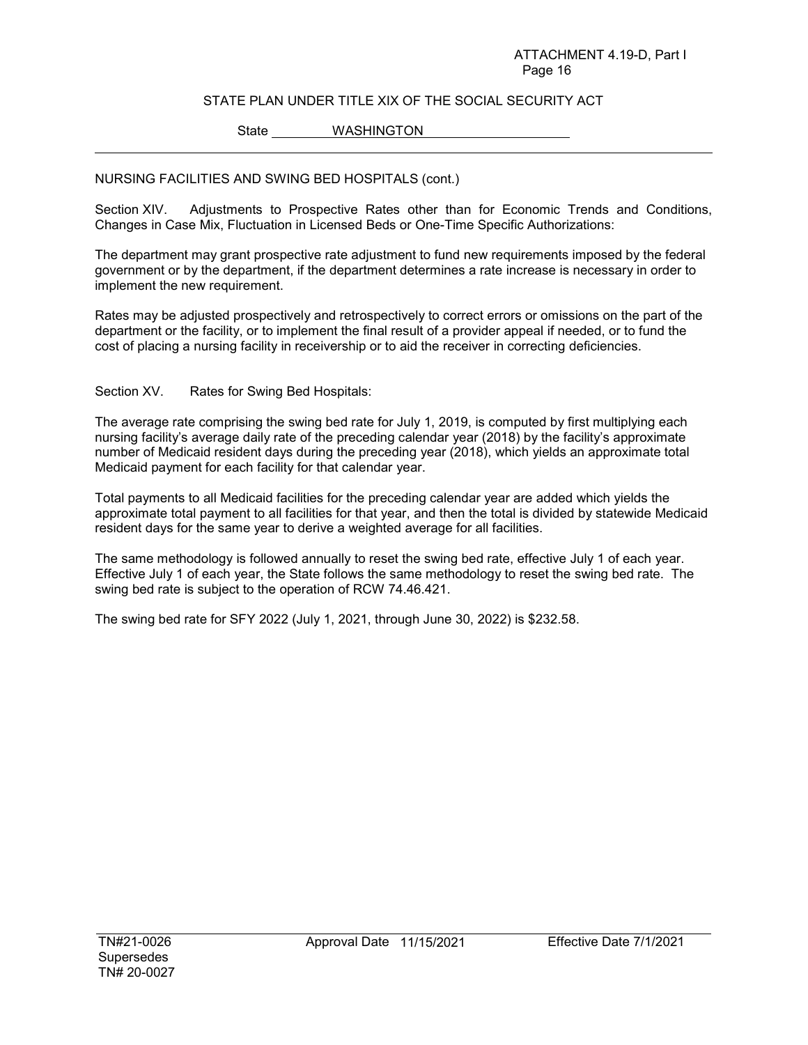STATE PLAN UNDER TITLE XIX OF THE SOCIAL SECURITY ACT

State WASHINGTON

NURSING FACILITIES AND SWING BED HOSPITALS (cont.)

Section XIV. Adjustments to Prospective Rates other than for Economic Trends and Conditions, Changes in Case Mix, Fluctuation in Licensed Beds or One-Time Specific Authorizations:

The department may grant prospective rate adjustment to fund new requirements imposed by the federal government or by the department, if the department determines a rate increase is necessary in order to implement the new requirement.

Rates may be adjusted prospectively and retrospectively to correct errors or omissions on the part of the department or the facility, or to implement the final result of a provider appeal if needed, or to fund the cost of placing a nursing facility in receivership or to aid the receiver in correcting deficiencies.

Section XV. Rates for Swing Bed Hospitals:

The average rate comprising the swing bed rate for July 1, 2019, is computed by first multiplying each nursing facility's average daily rate of the preceding calendar year (2018) by the facility's approximate number of Medicaid resident days during the preceding year (2018), which yields an approximate total Medicaid payment for each facility for that calendar year.

Total payments to all Medicaid facilities for the preceding calendar year are added which yields the approximate total payment to all facilities for that year, and then the total is divided by statewide Medicaid resident days for the same year to derive a weighted average for all facilities.

The same methodology is followed annually to reset the swing bed rate, effective July 1 of each year. Effective July 1 of each year, the State follows the same methodology to reset the swing bed rate. The swing bed rate is subject to the operation of RCW 74.46.421.

The swing bed rate for SFY 2022 (July 1, 2021, through June 30, 2022) is $232.58.

TN#21-0026
Supersedes
TN# 20-0027

Approval Date 11/15/2021

Effective Date 7/1/2021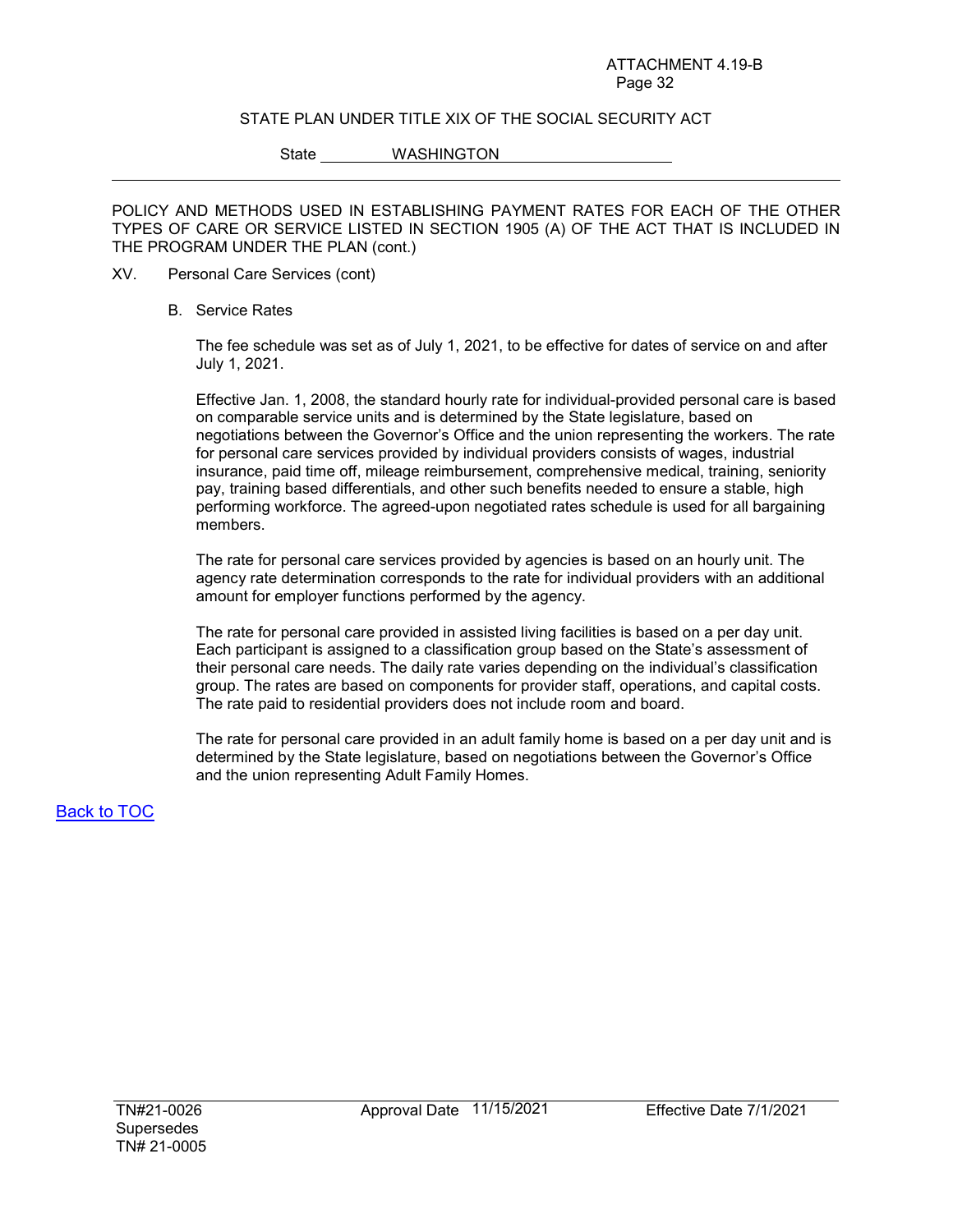ATTACHMENT 4.19-B

STATE PLAN UNDER TITLE XIX OF THE SOCIAL SECURITY ACT

State WASHINGTON

POLICY AND METHODS USED IN ESTABLISHING PAYMENT RATES FOR EACH OF THE OTHER TYPES OF CARE OR SERVICE LISTED IN SECTION 1905 (A) OF THE ACT THAT IS INCLUDED IN THE PROGRAM UNDER THE PLAN (cont.)

XV. Personal Care Services (cont)

B. Service Rates

The fee schedule was set as of July 1, 2021, to be effective for dates of service on and after July 1, 2021.

Effective Jan. 1, 2008, the standard hourly rate for individual-provided personal care is based on comparable service units and is determined by the State legislature, based on negotiations between the Governor's Office and the union representing the workers. The rate for personal care services provided by individual providers consists of wages, industrial insurance, paid time off, mileage reimbursement, comprehensive medical, training, seniority pay, training based differentials, and other such benefits needed to ensure a stable, high performing workforce. The agreed-upon negotiated rates schedule is used for all bargaining members.

The rate for personal care services provided by agencies is based on an hourly unit. The agency rate determination corresponds to the rate for individual providers with an additional amount for employer functions performed by the agency.

The rate for personal care provided in assisted living facilities is based on a per day unit. Each participant is assigned to a classification group based on the State's assessment of their personal care needs. The daily rate varies depending on the individual's classification group. The rates are based on components for provider staff, operations, and capital costs. The rate paid to residential providers does not include room and board.

The rate for personal care provided in an adult family home is based on a per day unit and is determined by the State legislature, based on negotiations between the Governor's Office and the union representing Adult Family Homes.

Back to TOC

TN#21-0026 Approval Date 11/15/2021 Effective Date 7/1/2021
Supersedes
TN# 21-0005